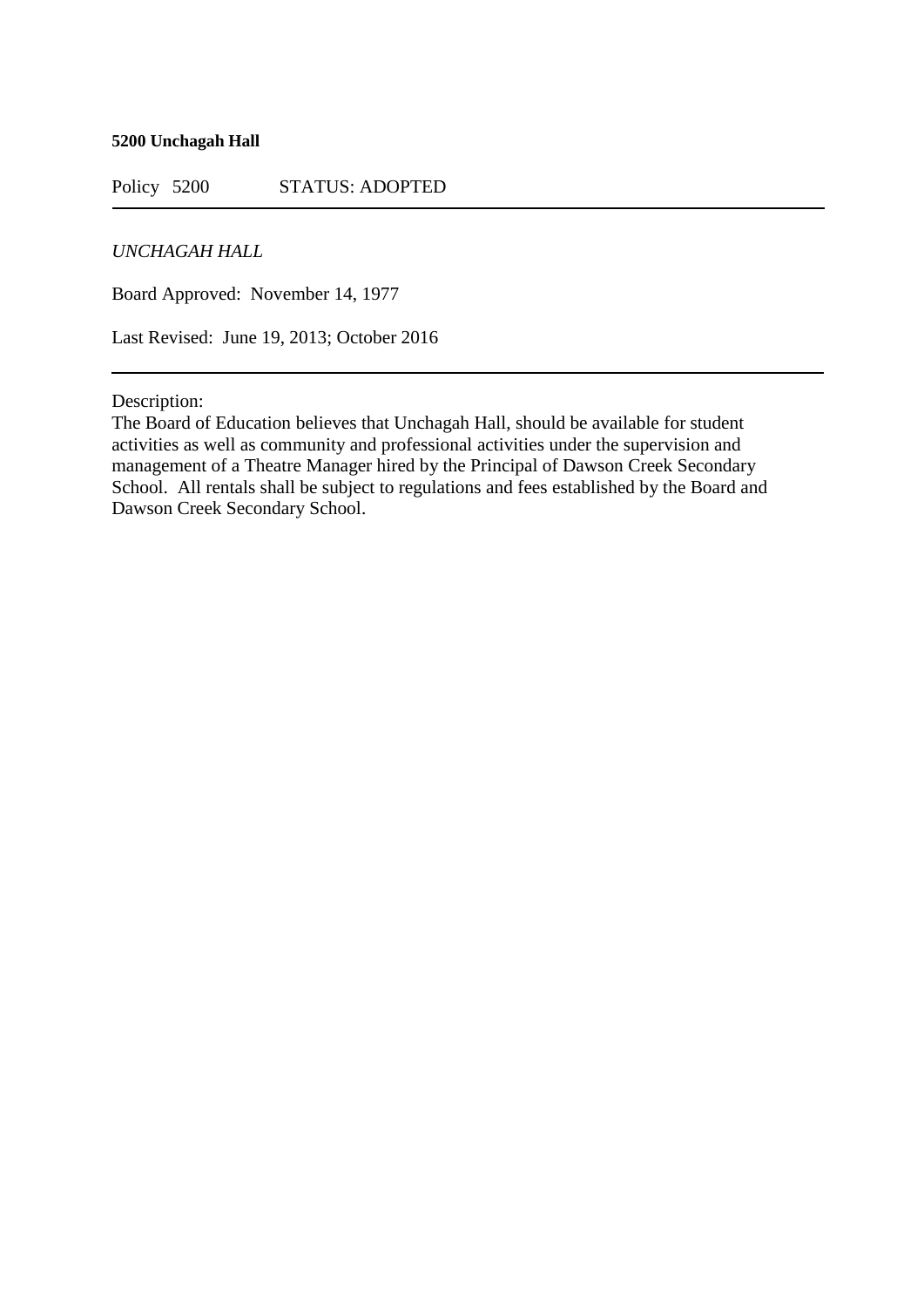**5200 Unchagah Hall**

Policy 5200 STATUS: ADOPTED

---

*UNCHAGAH HALL*

Board Approved: November 14, 1977

Last Revised: June 19, 2013; October 2016

---

Description:
The Board of Education believes that Unchagah Hall, should be available for student activities as well as community and professional activities under the supervision and management of a Theatre Manager hired by the Principal of Dawson Creek Secondary School. All rentals shall be subject to regulations and fees established by the Board and Dawson Creek Secondary School.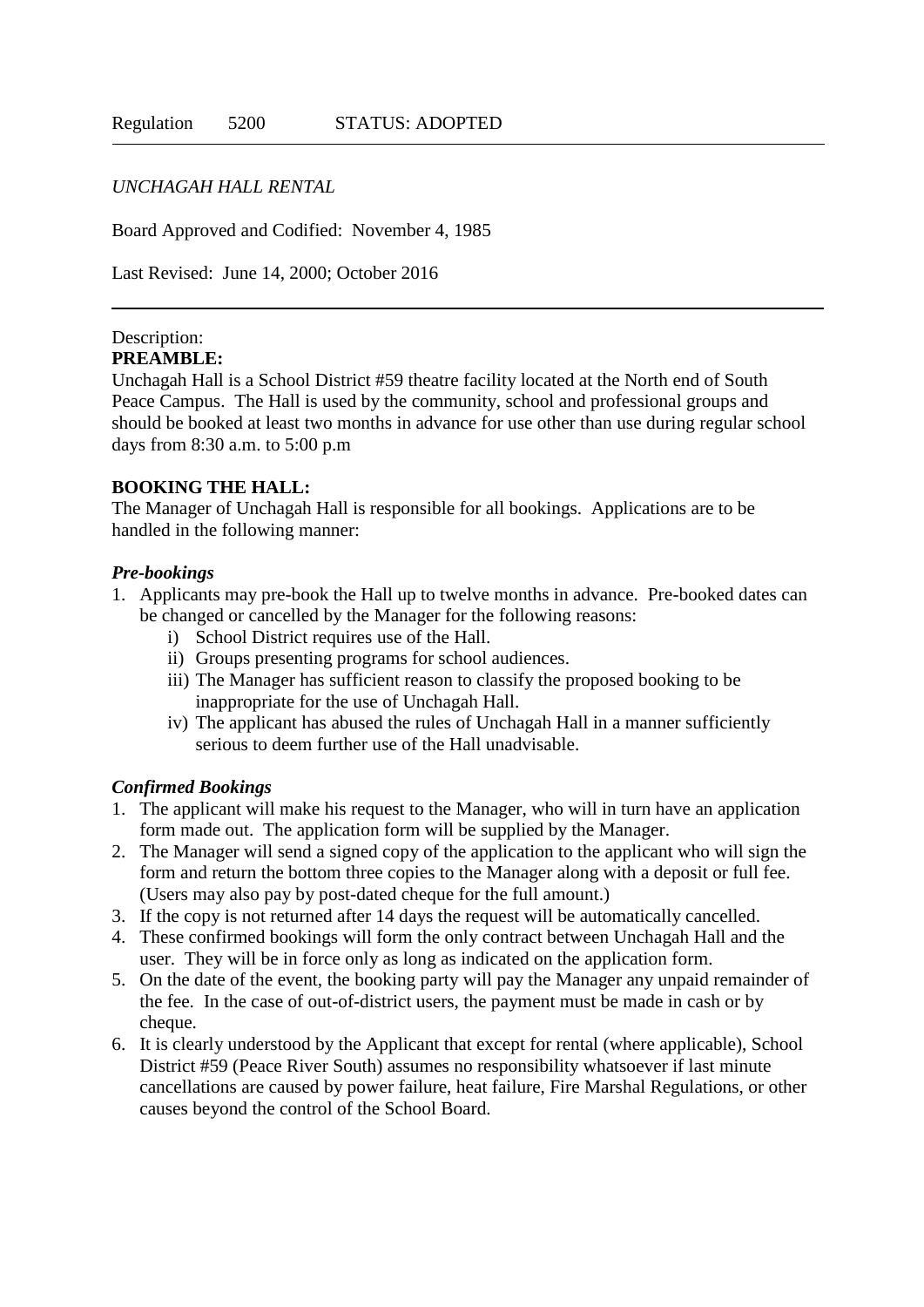Regulation 5200 STATUS: ADOPTED

---

*UNCHAGAH HALL RENTAL*

Board Approved and Codified: November 4, 1985

Last Revised: June 14, 2000; October 2016

---

Description:

**PREAMBLE:**

Unchagah Hall is a School District #59 theatre facility located at the North end of South Peace Campus. The Hall is used by the community, school and professional groups and should be booked at least two months in advance for use other than use during regular school days from 8:30 a.m. to 5:00 p.m

**BOOKING THE HALL:**

The Manager of Unchagah Hall is responsible for all bookings. Applications are to be handled in the following manner:

***Pre-bookings***

1. Applicants may pre-book the Hall up to twelve months in advance. Pre-booked dates can be changed or cancelled by the Manager for the following reasons:
   i) School District requires use of the Hall.
   ii) Groups presenting programs for school audiences.
   iii) The Manager has sufficient reason to classify the proposed booking to be inappropriate for the use of Unchagah Hall.
   iv) The applicant has abused the rules of Unchagah Hall in a manner sufficiently serious to deem further use of the Hall unadvisable.

***Confirmed Bookings***

1. The applicant will make his request to the Manager, who will in turn have an application form made out. The application form will be supplied by the Manager.
2. The Manager will send a signed copy of the application to the applicant who will sign the form and return the bottom three copies to the Manager along with a deposit or full fee. (Users may also pay by post-dated cheque for the full amount.)
3. If the copy is not returned after 14 days the request will be automatically cancelled.
4. These confirmed bookings will form the only contract between Unchagah Hall and the user. They will be in force only as long as indicated on the application form.
5. On the date of the event, the booking party will pay the Manager any unpaid remainder of the fee. In the case of out-of-district users, the payment must be made in cash or by cheque.
6. It is clearly understood by the Applicant that except for rental (where applicable), School District #59 (Peace River South) assumes no responsibility whatsoever if last minute cancellations are caused by power failure, heat failure, Fire Marshal Regulations, or other causes beyond the control of the School Board.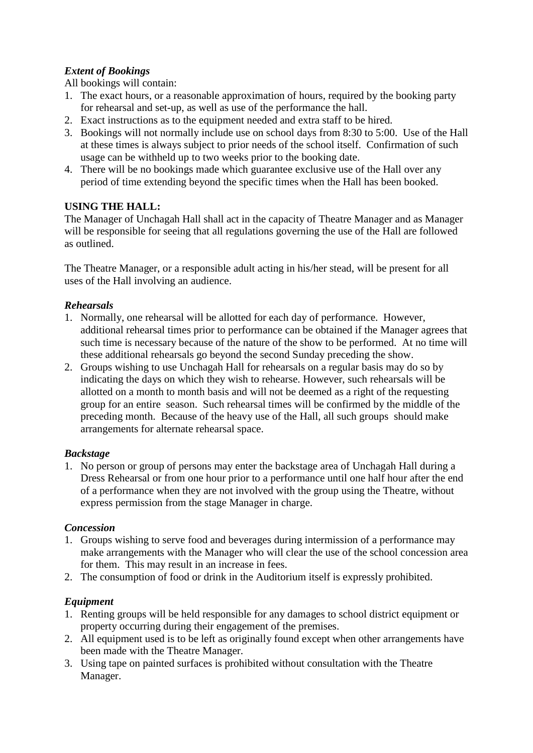***Extent of Bookings***

All bookings will contain:

1. The exact hours, or a reasonable approximation of hours, required by the booking party for rehearsal and set-up, as well as use of the performance the hall.
2. Exact instructions as to the equipment needed and extra staff to be hired.
3. Bookings will not normally include use on school days from 8:30 to 5:00. Use of the Hall at these times is always subject to prior needs of the school itself. Confirmation of such usage can be withheld up to two weeks prior to the booking date.
4. There will be no bookings made which guarantee exclusive use of the Hall over any period of time extending beyond the specific times when the Hall has been booked.

**USING THE HALL:**

The Manager of Unchagah Hall shall act in the capacity of Theatre Manager and as Manager will be responsible for seeing that all regulations governing the use of the Hall are followed as outlined.

The Theatre Manager, or a responsible adult acting in his/her stead, will be present for all uses of the Hall involving an audience.

***Rehearsals***

1. Normally, one rehearsal will be allotted for each day of performance. However, additional rehearsal times prior to performance can be obtained if the Manager agrees that such time is necessary because of the nature of the show to be performed. At no time will these additional rehearsals go beyond the second Sunday preceding the show.
2. Groups wishing to use Unchagah Hall for rehearsals on a regular basis may do so by indicating the days on which they wish to rehearse. However, such rehearsals will be allotted on a month to month basis and will not be deemed as a right of the requesting group for an entire season. Such rehearsal times will be confirmed by the middle of the preceding month. Because of the heavy use of the Hall, all such groups should make arrangements for alternate rehearsal space.

***Backstage***

1. No person or group of persons may enter the backstage area of Unchagah Hall during a Dress Rehearsal or from one hour prior to a performance until one half hour after the end of a performance when they are not involved with the group using the Theatre, without express permission from the stage Manager in charge.

***Concession***

1. Groups wishing to serve food and beverages during intermission of a performance may make arrangements with the Manager who will clear the use of the school concession area for them. This may result in an increase in fees.
2. The consumption of food or drink in the Auditorium itself is expressly prohibited.

***Equipment***

1. Renting groups will be held responsible for any damages to school district equipment or property occurring during their engagement of the premises.
2. All equipment used is to be left as originally found except when other arrangements have been made with the Theatre Manager.
3. Using tape on painted surfaces is prohibited without consultation with the Theatre Manager.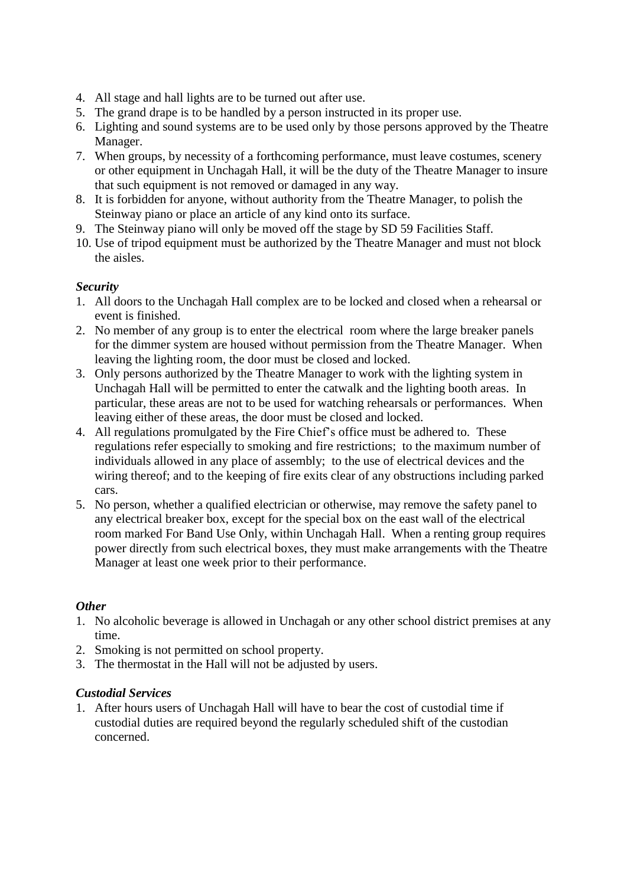4. All stage and hall lights are to be turned out after use.
5. The grand drape is to be handled by a person instructed in its proper use.
6. Lighting and sound systems are to be used only by those persons approved by the Theatre Manager.
7. When groups, by necessity of a forthcoming performance, must leave costumes, scenery or other equipment in Unchagah Hall, it will be the duty of the Theatre Manager to insure that such equipment is not removed or damaged in any way.
8. It is forbidden for anyone, without authority from the Theatre Manager, to polish the Steinway piano or place an article of any kind onto its surface.
9. The Steinway piano will only be moved off the stage by SD 59 Facilities Staff.
10. Use of tripod equipment must be authorized by the Theatre Manager and must not block the aisles.

***Security***

1. All doors to the Unchagah Hall complex are to be locked and closed when a rehearsal or event is finished.
2. No member of any group is to enter the electrical room where the large breaker panels for the dimmer system are housed without permission from the Theatre Manager. When leaving the lighting room, the door must be closed and locked.
3. Only persons authorized by the Theatre Manager to work with the lighting system in Unchagah Hall will be permitted to enter the catwalk and the lighting booth areas. In particular, these areas are not to be used for watching rehearsals or performances. When leaving either of these areas, the door must be closed and locked.
4. All regulations promulgated by the Fire Chief's office must be adhered to. These regulations refer especially to smoking and fire restrictions; to the maximum number of individuals allowed in any place of assembly; to the use of electrical devices and the wiring thereof; and to the keeping of fire exits clear of any obstructions including parked cars.
5. No person, whether a qualified electrician or otherwise, may remove the safety panel to any electrical breaker box, except for the special box on the east wall of the electrical room marked For Band Use Only, within Unchagah Hall. When a renting group requires power directly from such electrical boxes, they must make arrangements with the Theatre Manager at least one week prior to their performance.

***Other***

1. No alcoholic beverage is allowed in Unchagah or any other school district premises at any time.
2. Smoking is not permitted on school property.
3. The thermostat in the Hall will not be adjusted by users.

***Custodial Services***

1. After hours users of Unchagah Hall will have to bear the cost of custodial time if custodial duties are required beyond the regularly scheduled shift of the custodian concerned.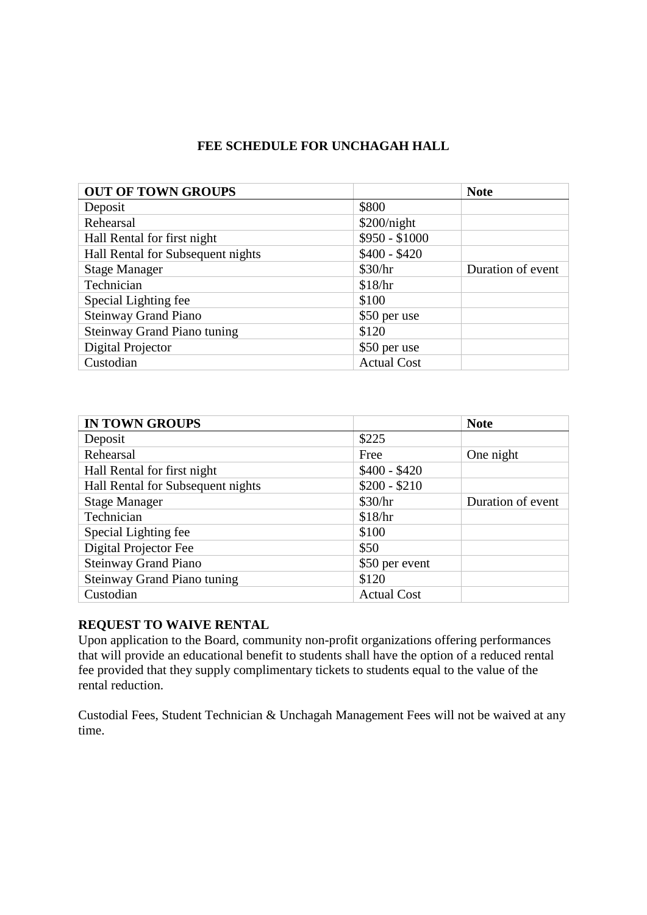## FEE SCHEDULE FOR UNCHAGAH HALL

| OUT OF TOWN GROUPS | | Note |
|---|---|---|
| Deposit | $800 | |
| Rehearsal | $200/night | |
| Hall Rental for first night | $950 - $1000 | |
| Hall Rental for Subsequent nights | $400 - $420 | |
| Stage Manager | $30/hr | Duration of event |
| Technician | $18/hr | |
| Special Lighting fee | $100 | |
| Steinway Grand Piano | $50 per use | |
| Steinway Grand Piano tuning | $120 | |
| Digital Projector | $50 per use | |
| Custodian | Actual Cost | |

| IN TOWN GROUPS | | Note |
|---|---|---|
| Deposit | $225 | |
| Rehearsal | Free | One night |
| Hall Rental for first night | $400 - $420 | |
| Hall Rental for Subsequent nights | $200 - $210 | |
| Stage Manager | $30/hr | Duration of event |
| Technician | $18/hr | |
| Special Lighting fee | $100 | |
| Digital Projector Fee | $50 | |
| Steinway Grand Piano | $50 per event | |
| Steinway Grand Piano tuning | $120 | |
| Custodian | Actual Cost | |

**REQUEST TO WAIVE RENTAL**

Upon application to the Board, community non-profit organizations offering performances that will provide an educational benefit to students shall have the option of a reduced rental fee provided that they supply complimentary tickets to students equal to the value of the rental reduction.

Custodial Fees, Student Technician & Unchagah Management Fees will not be waived at any time.